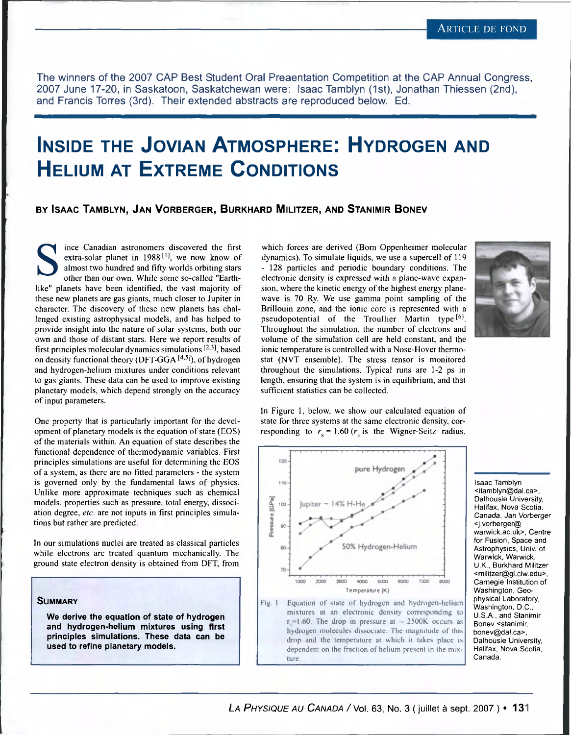The winners of the 2007 CAP Best Student Oral Preaentation Competition at the CAP Annual Congress, 2007 June 17-20, in Saskatoon, Saskatchewan were: Isaac Tamblyn (1st), Jonathan Thiessen (2nd), and Francis Torres (3rd). Their extended abstracts are reproduced below. Ed.

# Inside the Jovian Atmosphere: Hydrogen and Helium at Extreme Conditions

### by Isaac Tamblyn, Jan Vorberger, Burkhard Militzer, and Stanimir Bonev

Since Canadian astronomers discovered the first extra-solar planet in 1988[1], we now know of almost two hundred and fifty worlds orbiting stars other than our own. While some so-called "Earth-like" planets have been identified, the vast majority of these new planets are gas giants, much closer to Jupiter in character. The discovery of these new planets has challenged existing astrophysical models, and has helped to provide insight into the nature of solar systems, both our own and those of distant stars. Here we report results of first principles molecular dynamics simulations[2,3], based on density functional theory (DFT-GGA[4,5]), of hydrogen and hydrogen-helium mixtures under conditions relevant to gas giants. These data can be used to improve existing planetary models, which depend strongly on the accuracy of input parameters.

One property that is particularly important for the development of planetary models is the equation of state (EOS) of the materials within. An equation of state describes the functional dependence of thermodynamic variables. First principles simulations are useful for determining the EOS of a system, as there are no fitted parameters - the system is governed only by the fundamental laws of physics. Unlike more approximate techniques such as chemical models, properties such as pressure, total energy, dissociation degree, *etc.* are not inputs in first principles simulations but rather are predicted.

In our simulations nuclei are treated as classical particles while electrons are treated quantum mechanically. The ground state electron density is obtained from DFT, from which forces are derived (Born Oppenheimer molecular dynamics). To simulate liquids, we use a supercell of 119 - 128 particles and periodic boundary conditions. The electronic density is expressed with a plane-wave expansion, where the kinetic energy of the highest energy plane-wave is 70 Ry. We use gamma point sampling of the Brillouin zone, and the ionic core is represented with a pseudopotential of the Troullier Martin type[6]. Throughout the simulation, the number of electrons and volume of the simulation cell are held constant, and the ionic temperature is controlled with a Nose-Hover thermostat (NVT ensemble). The stress tensor is monitored throughout the simulations. Typical runs are 1-2 ps in length, ensuring that the system is in equilibrium, and that sufficient statistics can be collected.

In Figure 1, below, we show our calculated equation of state for three systems at the same electronic density, corresponding to $r_s = 1.60$ ($r_s$ is the Wigner-Seitz radius,

Fig. 1 Equation of state of hydrogen and hydrogen-helium mixtures at an electronic density corresponding to $r_s = 1.60$. The drop in pressure at ~ 2500K occurs as hydrogen molecules dissociate. The magnitude of this drop and the temperature at which it takes place is dependent on the fraction of helium present in the mixture.

### Summary

**We derive the equation of state of hydrogen and hydrogen-helium mixtures using first principles simulations. These data can be used to refine planetary models.**

Isaac Tamblyn <itamblyn@dal.ca>, Dalhousie University, Halifax, Nova Scotia, Canada, Jan Vorberger <j.vorberger@warwick.ac.uk>, Centre for Fusion, Space and Astrophysics, Univ. of Warwick, Warwick, U.K., Burkhard Militzer <militzer@gl.ciw.edu>, Carnegie Institution of Washington, Geophysical Laboratory, Washington, D.C., U.S.A., and Stanimir Bonev <stanimir.bonev@dal.ca>, Dalhousie University, Halifax, Nova Scotia, Canada.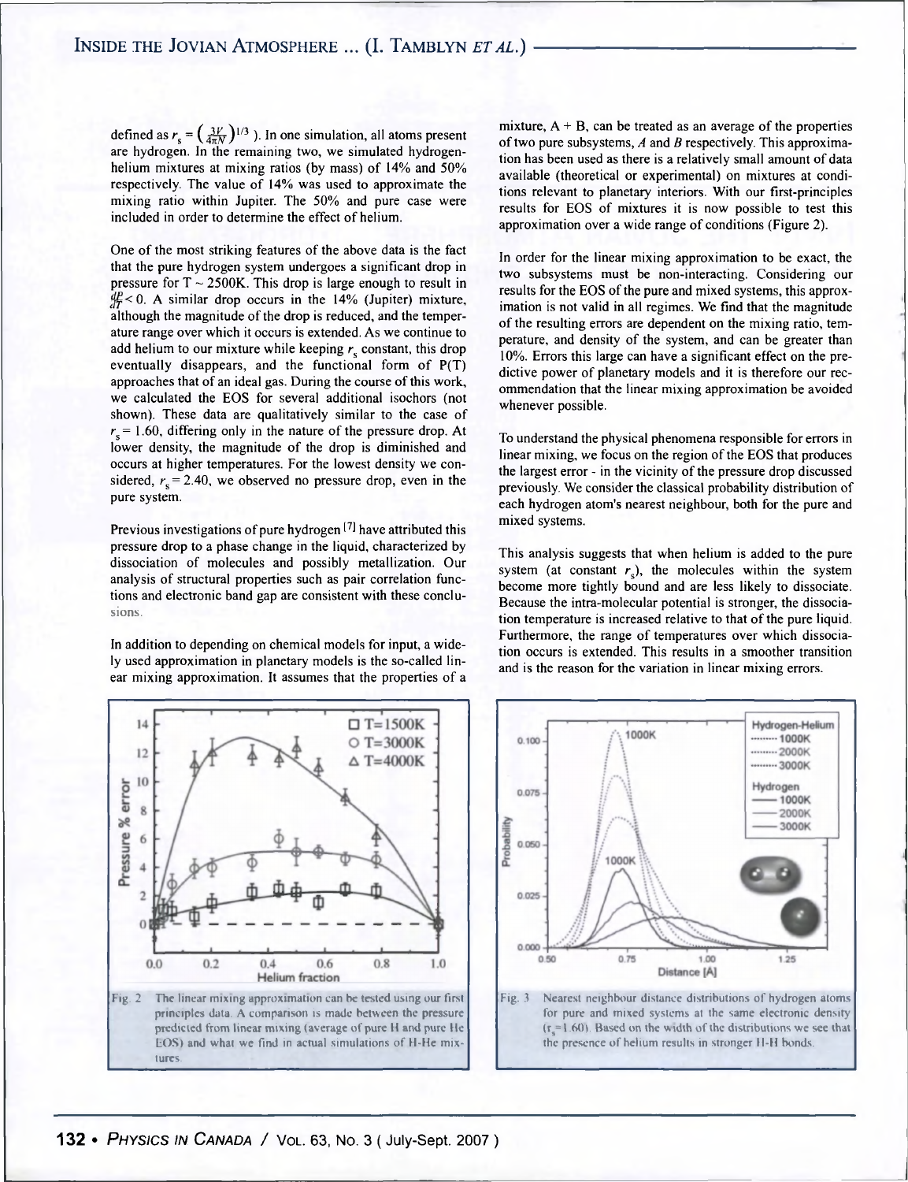defined as $r_s = \left(\frac{3V}{4\pi N}\right)^{1/3}$ ). In one simulation, all atoms present are hydrogen. In the remaining two, we simulated hydrogen-helium mixtures at mixing ratios (by mass) of 14% and 50% respectively. The value of 14% was used to approximate the mixing ratio within Jupiter. The 50% and pure case were included in order to determine the effect of helium.

One of the most striking features of the above data is the fact that the pure hydrogen system undergoes a significant drop in pressure for T ~ 2500K. This drop is large enough to result in $\frac{dP}{dT} < 0$. A similar drop occurs in the 14% (Jupiter) mixture, although the magnitude of the drop is reduced, and the temperature range over which it occurs is extended. As we continue to add helium to our mixture while keeping $r_s$ constant, this drop eventually disappears, and the functional form of P(T) approaches that of an ideal gas. During the course of this work, we calculated the EOS for several additional isochors (not shown). These data are qualitatively similar to the case of $r_s = 1.60$, differing only in the nature of the pressure drop. At lower density, the magnitude of the drop is diminished and occurs at higher temperatures. For the lowest density we considered, $r_s = 2.40$, we observed no pressure drop, even in the pure system.

Previous investigations of pure hydrogen [7] have attributed this pressure drop to a phase change in the liquid, characterized by dissociation of molecules and possibly metallization. Our analysis of structural properties such as pair correlation functions and electronic band gap are consistent with these conclusions.

In addition to depending on chemical models for input, a widely used approximation in planetary models is the so-called linear mixing approximation. It assumes that the properties of a mixture, A + B, can be treated as an average of the properties of two pure subsystems, *A* and *B* respectively. This approximation has been used as there is a relatively small amount of data available (theoretical or experimental) on mixtures at conditions relevant to planetary interiors. With our first-principles results for EOS of mixtures it is now possible to test this approximation over a wide range of conditions (Figure 2).

In order for the linear mixing approximation to be exact, the two subsystems must be non-interacting. Considering our results for the EOS of the pure and mixed systems, this approximation is not valid in all regimes. We find that the magnitude of the resulting errors are dependent on the mixing ratio, temperature, and density of the system, and can be greater than 10%. Errors this large can have a significant effect on the predictive power of planetary models and it is therefore our recommendation that the linear mixing approximation be avoided whenever possible.

To understand the physical phenomena responsible for errors in linear mixing, we focus on the region of the EOS that produces the largest error - in the vicinity of the pressure drop discussed previously. We consider the classical probability distribution of each hydrogen atom's nearest neighbour, both for the pure and mixed systems.

This analysis suggests that when helium is added to the pure system (at constant $r_s$), the molecules within the system become more tightly bound and are less likely to dissociate. Because the intra-molecular potential is stronger, the dissociation temperature is increased relative to that of the pure liquid. Furthermore, the range of temperatures over which dissociation occurs is extended. This results in a smoother transition and is the reason for the variation in linear mixing errors.

Fig. 2 The linear mixing approximation can be tested using our first principles data. A comparison is made between the pressure predicted from linear mixing (average of pure H and pure He EOS) and what we find in actual simulations of H-He mixtures.

Fig. 3 Nearest neighbour distance distributions of hydrogen atoms for pure and mixed systems at the same electronic density ($r_s$=1.60). Based on the width of the distributions we see that the presence of helium results in stronger H-H bonds.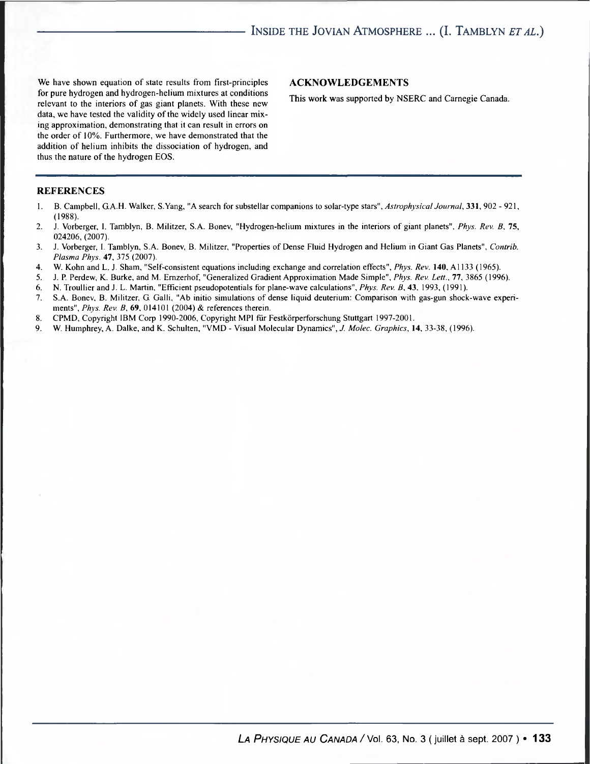We have shown equation of state results from first-principles for pure hydrogen and hydrogen-helium mixtures at conditions relevant to the interiors of gas giant planets. With these new data, we have tested the validity of the widely used linear mixing approximation, demonstrating that it can result in errors on the order of 10%. Furthermore, we have demonstrated that the addition of helium inhibits the dissociation of hydrogen, and thus the nature of the hydrogen EOS.

## ACKNOWLEDGEMENTS

This work was supported by NSERC and Carnegie Canada.

## REFERENCES

1. B. Campbell, G.A.H. Walker, S.Yang, "A search for substellar companions to solar-type stars", *Astrophysical Journal*, **331**, 902 - 921, (1988).
2. J. Vorberger, I. Tamblyn, B. Militzer, S.A. Bonev, "Hydrogen-helium mixtures in the interiors of giant planets", *Phys. Rev. B*, **75**, 024206, (2007).
3. J. Vorberger, I. Tamblyn, S.A. Bonev, B. Militzer, "Properties of Dense Fluid Hydrogen and Helium in Giant Gas Planets", *Contrib. Plasma Phys.* **47**, 375 (2007).
4. W. Kohn and L. J. Sham, "Self-consistent equations including exchange and correlation effects", *Phys. Rev.* **140**, A1133 (1965).
5. J. P. Perdew, K. Burke, and M. Ernzerhof, "Generalized Gradient Approximation Made Simple", *Phys. Rev. Lett.*, **77**, 3865 (1996).
6. N. Troullier and J. L. Martin, "Efficient pseudopotentials for plane-wave calculations", *Phys. Rev. B*, **43**, 1993, (1991).
7. S.A. Bonev, B. Militzer, G. Galli, "Ab initio simulations of dense liquid deuterium: Comparison with gas-gun shock-wave experiments", *Phys. Rev. B*, **69**, 014101 (2004) & references therein.
8. CPMD, Copyright IBM Corp 1990-2006, Copyright MPI für Festkörperforschung Stuttgart 1997-2001.
9. W. Humphrey, A. Dalke, and K. Schulten, "VMD - Visual Molecular Dynamics", *J. Molec. Graphics*, **14**, 33-38, (1996).